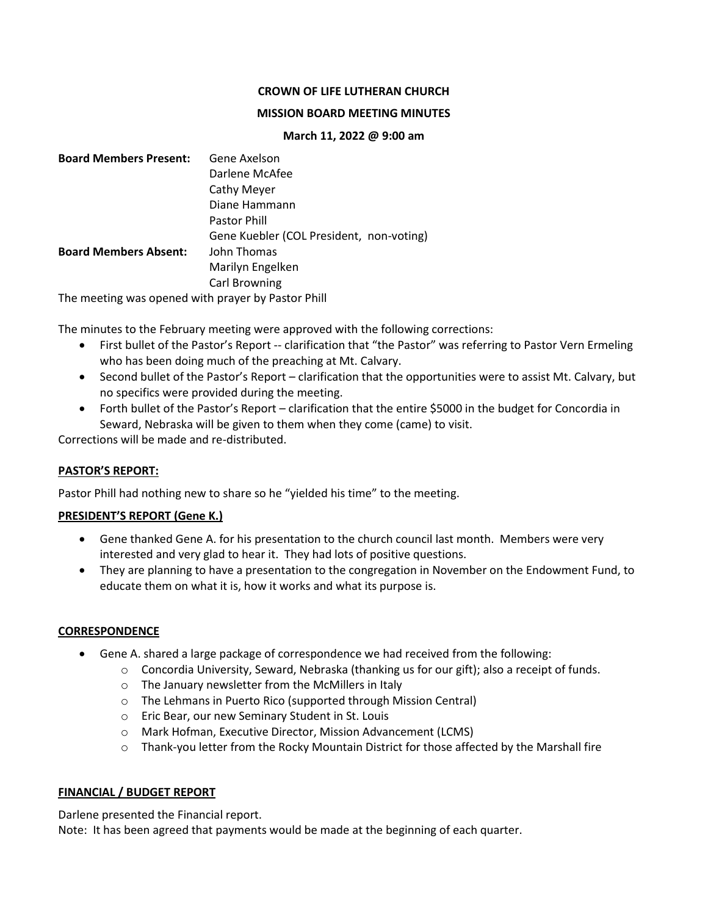**CROWN OF LIFE LUTHERAN CHURCH**

**MISSION BOARD MEETING MINUTES**

**March 11, 2022 @ 9:00 am**

**Board Members Present:** Gene Axelson
Darlene McAfee
Cathy Meyer
Diane Hammann
Pastor Phill
Gene Kuebler (COL President, non-voting)

**Board Members Absent:** John Thomas
Marilyn Engelken
Carl Browning

The meeting was opened with prayer by Pastor Phill

The minutes to the February meeting were approved with the following corrections:

- First bullet of the Pastor's Report -- clarification that "the Pastor" was referring to Pastor Vern Ermeling who has been doing much of the preaching at Mt. Calvary.
- Second bullet of the Pastor's Report – clarification that the opportunities were to assist Mt. Calvary, but no specifics were provided during the meeting.
- Forth bullet of the Pastor's Report – clarification that the entire $5000 in the budget for Concordia in Seward, Nebraska will be given to them when they come (came) to visit.

Corrections will be made and re-distributed.

## PASTOR'S REPORT:

Pastor Phill had nothing new to share so he "yielded his time" to the meeting.

## PRESIDENT'S REPORT (Gene K.)

- Gene thanked Gene A. for his presentation to the church council last month. Members were very interested and very glad to hear it. They had lots of positive questions.
- They are planning to have a presentation to the congregation in November on the Endowment Fund, to educate them on what it is, how it works and what its purpose is.

## CORRESPONDENCE

- Gene A. shared a large package of correspondence we had received from the following:
  - Concordia University, Seward, Nebraska (thanking us for our gift); also a receipt of funds.
  - The January newsletter from the McMillers in Italy
  - The Lehmans in Puerto Rico (supported through Mission Central)
  - Eric Bear, our new Seminary Student in St. Louis
  - Mark Hofman, Executive Director, Mission Advancement (LCMS)
  - Thank-you letter from the Rocky Mountain District for those affected by the Marshall fire

## FINANCIAL / BUDGET REPORT

Darlene presented the Financial report.
Note: It has been agreed that payments would be made at the beginning of each quarter.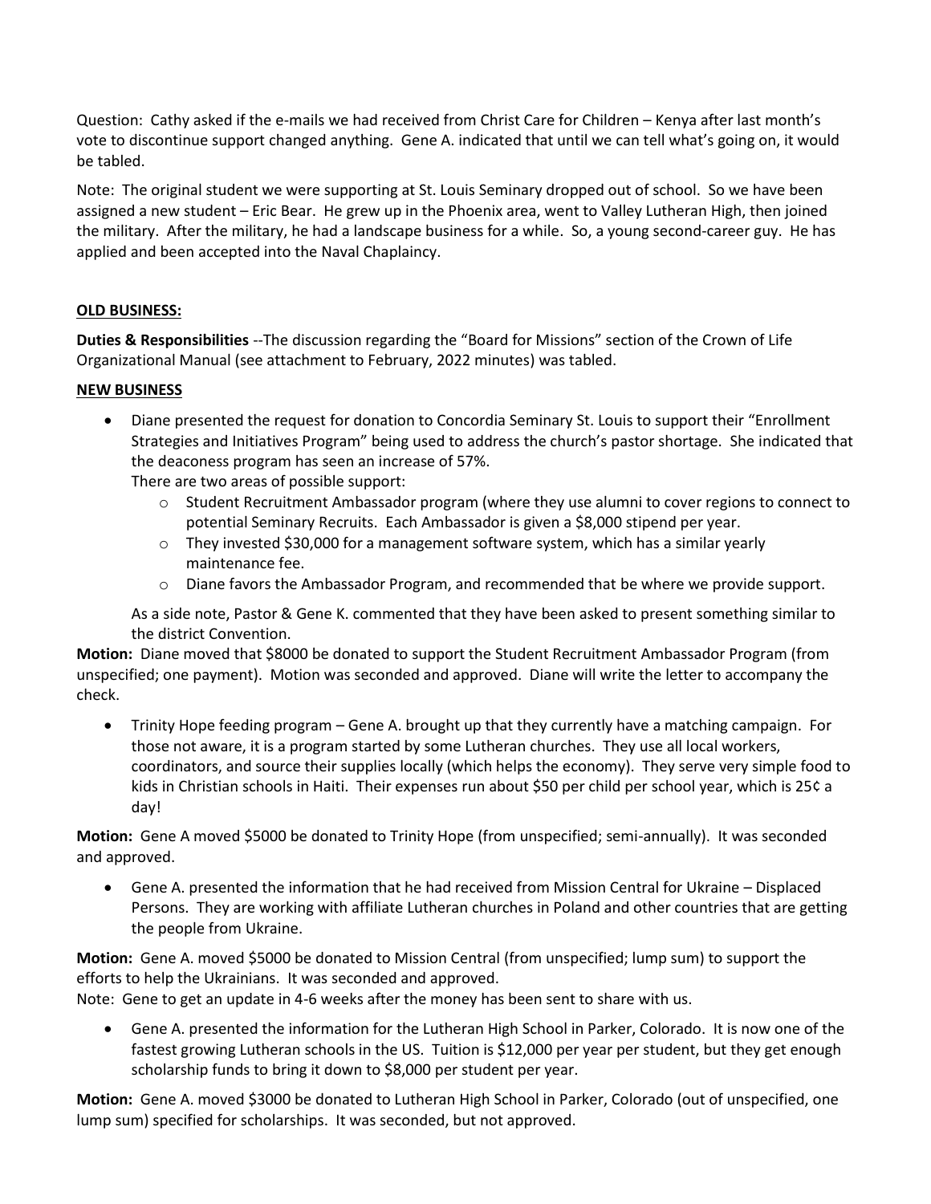Question: Cathy asked if the e-mails we had received from Christ Care for Children – Kenya after last month's vote to discontinue support changed anything. Gene A. indicated that until we can tell what's going on, it would be tabled.

Note: The original student we were supporting at St. Louis Seminary dropped out of school. So we have been assigned a new student – Eric Bear. He grew up in the Phoenix area, went to Valley Lutheran High, then joined the military. After the military, he had a landscape business for a while. So, a young second-career guy. He has applied and been accepted into the Naval Chaplaincy.

**OLD BUSINESS:**

**Duties & Responsibilities** --The discussion regarding the "Board for Missions" section of the Crown of Life Organizational Manual (see attachment to February, 2022 minutes) was tabled.

**NEW BUSINESS**

- Diane presented the request for donation to Concordia Seminary St. Louis to support their "Enrollment Strategies and Initiatives Program" being used to address the church's pastor shortage. She indicated that the deaconess program has seen an increase of 57%.
  There are two areas of possible support:
  - Student Recruitment Ambassador program (where they use alumni to cover regions to connect to potential Seminary Recruits. Each Ambassador is given a $8,000 stipend per year.
  - They invested $30,000 for a management software system, which has a similar yearly maintenance fee.
  - Diane favors the Ambassador Program, and recommended that be where we provide support.

  As a side note, Pastor & Gene K. commented that they have been asked to present something similar to the district Convention.

**Motion:** Diane moved that $8000 be donated to support the Student Recruitment Ambassador Program (from unspecified; one payment). Motion was seconded and approved. Diane will write the letter to accompany the check.

- Trinity Hope feeding program – Gene A. brought up that they currently have a matching campaign. For those not aware, it is a program started by some Lutheran churches. They use all local workers, coordinators, and source their supplies locally (which helps the economy). They serve very simple food to kids in Christian schools in Haiti. Their expenses run about $50 per child per school year, which is 25¢ a day!

**Motion:** Gene A moved $5000 be donated to Trinity Hope (from unspecified; semi-annually). It was seconded and approved.

- Gene A. presented the information that he had received from Mission Central for Ukraine – Displaced Persons. They are working with affiliate Lutheran churches in Poland and other countries that are getting the people from Ukraine.

**Motion:** Gene A. moved $5000 be donated to Mission Central (from unspecified; lump sum) to support the efforts to help the Ukrainians. It was seconded and approved.
Note: Gene to get an update in 4-6 weeks after the money has been sent to share with us.

- Gene A. presented the information for the Lutheran High School in Parker, Colorado. It is now one of the fastest growing Lutheran schools in the US. Tuition is $12,000 per year per student, but they get enough scholarship funds to bring it down to $8,000 per student per year.

**Motion:** Gene A. moved $3000 be donated to Lutheran High School in Parker, Colorado (out of unspecified, one lump sum) specified for scholarships. It was seconded, but not approved.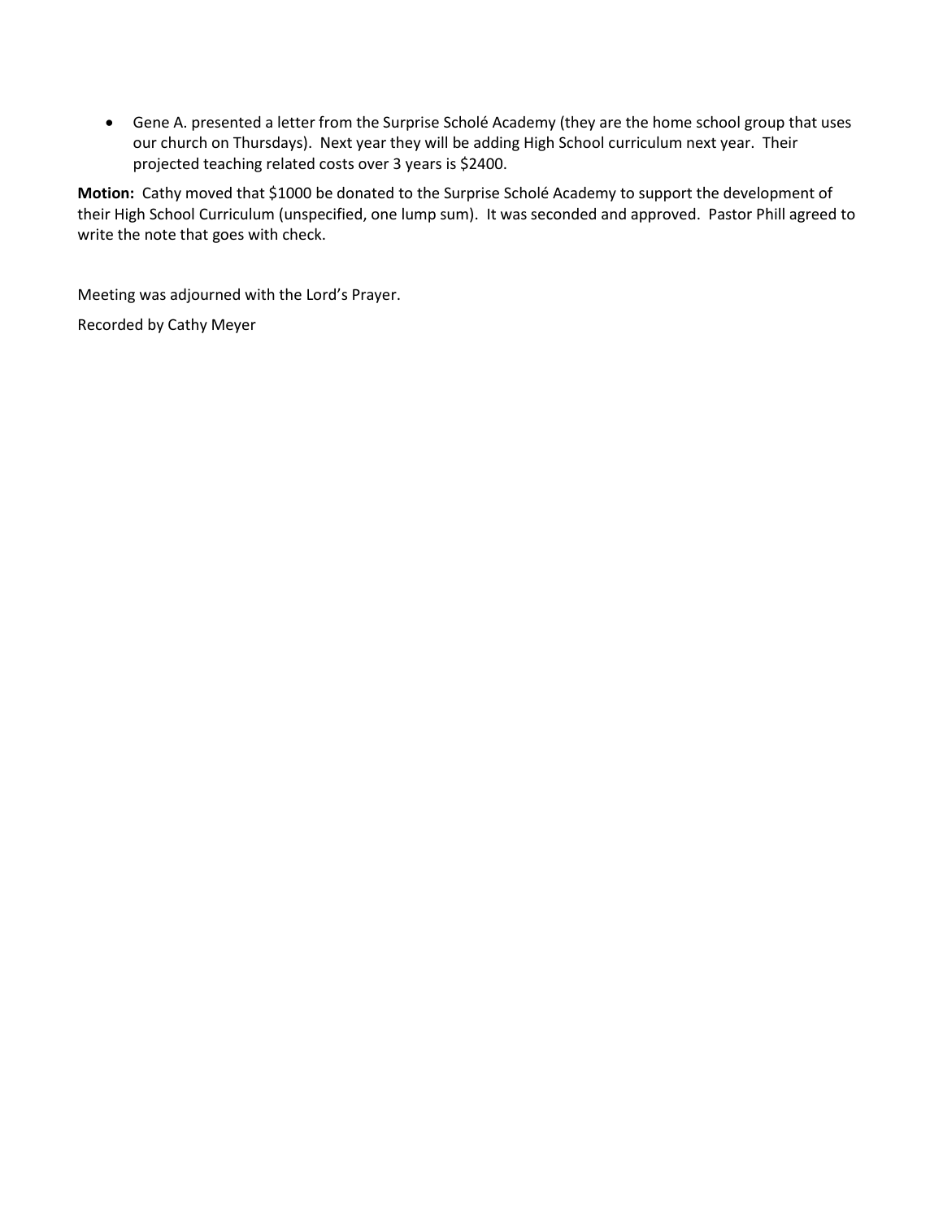- Gene A. presented a letter from the Surprise Scholé Academy (they are the home school group that uses our church on Thursdays). Next year they will be adding High School curriculum next year. Their projected teaching related costs over 3 years is $2400.

**Motion:** Cathy moved that $1000 be donated to the Surprise Scholé Academy to support the development of their High School Curriculum (unspecified, one lump sum). It was seconded and approved. Pastor Phill agreed to write the note that goes with check.

Meeting was adjourned with the Lord's Prayer.

Recorded by Cathy Meyer